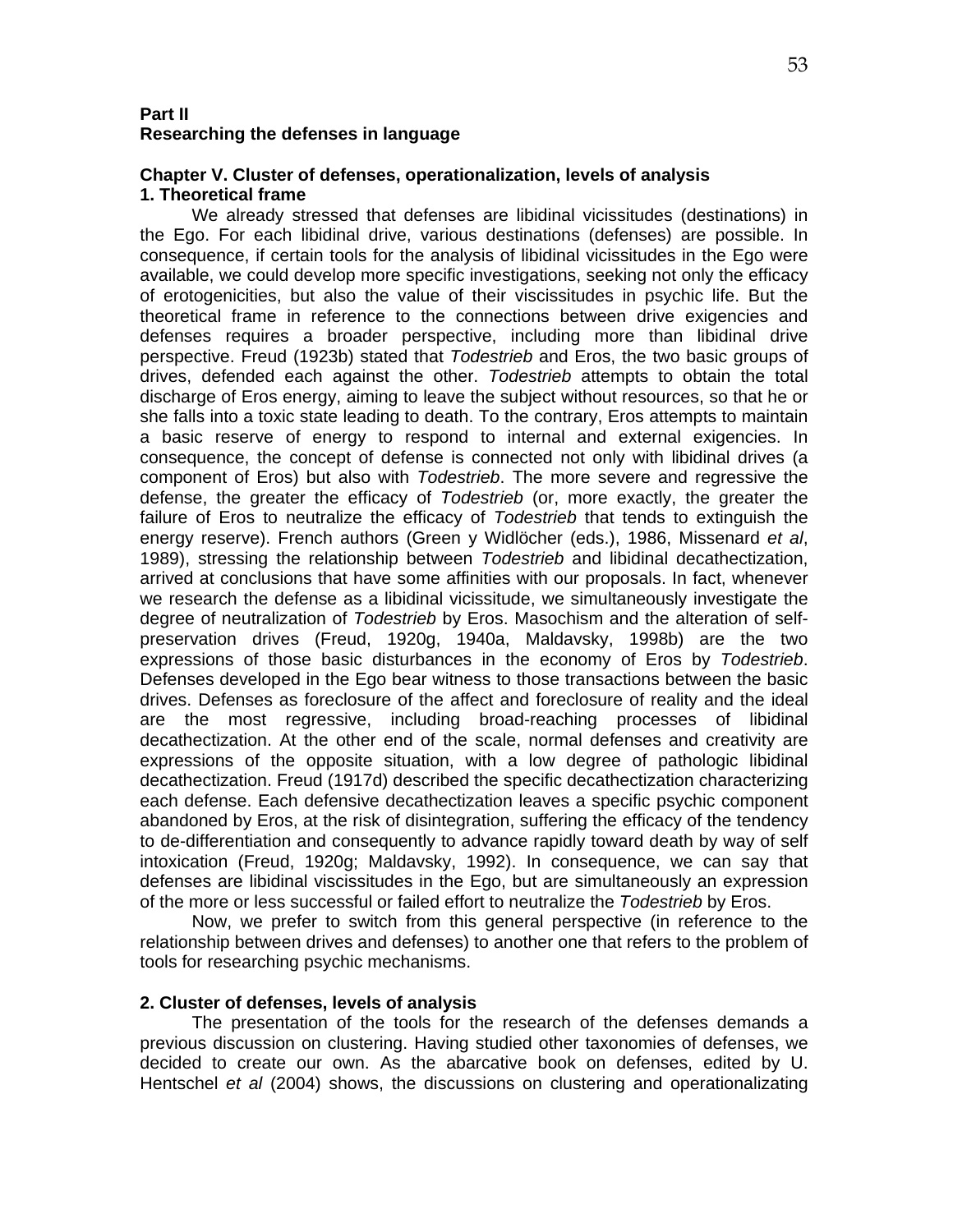## Part II
## Researching the defenses in language

### Chapter V. Cluster of defenses, operationalization, levels of analysis
#### 1. Theoretical frame

We already stressed that defenses are libidinal vicissitudes (destinations) in the Ego. For each libidinal drive, various destinations (defenses) are possible. In consequence, if certain tools for the analysis of libidinal vicissitudes in the Ego were available, we could develop more specific investigations, seeking not only the efficacy of erotogenicities, but also the value of their viscissitudes in psychic life. But the theoretical frame in reference to the connections between drive exigencies and defenses requires a broader perspective, including more than libidinal drive perspective. Freud (1923b) stated that *Todestrieb* and Eros, the two basic groups of drives, defended each against the other. *Todestrieb* attempts to obtain the total discharge of Eros energy, aiming to leave the subject without resources, so that he or she falls into a toxic state leading to death. To the contrary, Eros attempts to maintain a basic reserve of energy to respond to internal and external exigencies. In consequence, the concept of defense is connected not only with libidinal drives (a component of Eros) but also with *Todestrieb*. The more severe and regressive the defense, the greater the efficacy of *Todestrieb* (or, more exactly, the greater the failure of Eros to neutralize the efficacy of *Todestrieb* that tends to extinguish the energy reserve). French authors (Green y Widlöcher (eds.), 1986, Missenard *et al*, 1989), stressing the relationship between *Todestrieb* and libidinal decathectization, arrived at conclusions that have some affinities with our proposals. In fact, whenever we research the defense as a libidinal vicissitude, we simultaneously investigate the degree of neutralization of *Todestrieb* by Eros. Masochism and the alteration of self-preservation drives (Freud, 1920g, 1940a, Maldavsky, 1998b) are the two expressions of those basic disturbances in the economy of Eros by *Todestrieb*. Defenses developed in the Ego bear witness to those transactions between the basic drives. Defenses as foreclosure of the affect and foreclosure of reality and the ideal are the most regressive, including broad-reaching processes of libidinal decathectization. At the other end of the scale, normal defenses and creativity are expressions of the opposite situation, with a low degree of pathologic libidinal decathectization. Freud (1917d) described the specific decathectization characterizing each defense. Each defensive decathectization leaves a specific psychic component abandoned by Eros, at the risk of disintegration, suffering the efficacy of the tendency to de-differentiation and consequently to advance rapidly toward death by way of self intoxication (Freud, 1920g; Maldavsky, 1992). In consequence, we can say that defenses are libidinal viscissitudes in the Ego, but are simultaneously an expression of the more or less successful or failed effort to neutralize the *Todestrieb* by Eros.

Now, we prefer to switch from this general perspective (in reference to the relationship between drives and defenses) to another one that refers to the problem of tools for researching psychic mechanisms.

#### 2. Cluster of defenses, levels of analysis

The presentation of the tools for the research of the defenses demands a previous discussion on clustering. Having studied other taxonomies of defenses, we decided to create our own. As the abarcative book on defenses, edited by U. Hentschel *et al* (2004) shows, the discussions on clustering and operationalizating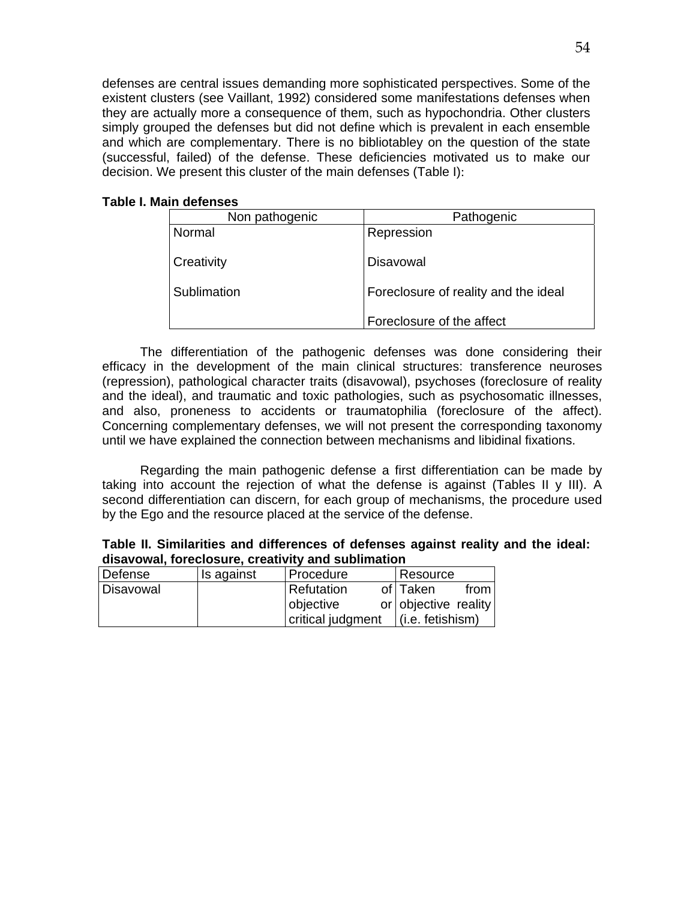defenses are central issues demanding more sophisticated perspectives. Some of the existent clusters (see Vaillant, 1992) considered some manifestations defenses when they are actually more a consequence of them, such as hypochondria. Other clusters simply grouped the defenses but did not define which is prevalent in each ensemble and which are complementary. There is no bibliotabley on the question of the state (successful, failed) of the defense. These deficiencies motivated us to make our decision. We present this cluster of the main defenses (Table I):

**Table I. Main defenses**

| Non pathogenic | Pathogenic |
|---|---|
| Normal | Repression |
| Creativity | Disavowal |
| Sublimation | Foreclosure of reality and the ideal |
| | Foreclosure of the affect |

The differentiation of the pathogenic defenses was done considering their efficacy in the development of the main clinical structures: transference neuroses (repression), pathological character traits (disavowal), psychoses (foreclosure of reality and the ideal), and traumatic and toxic pathologies, such as psychosomatic illnesses, and also, proneness to accidents or traumatophilia (foreclosure of the affect). Concerning complementary defenses, we will not present the corresponding taxonomy until we have explained the connection between mechanisms and libidinal fixations.

Regarding the main pathogenic defense a first differentiation can be made by taking into account the rejection of what the defense is against (Tables II y III). A second differentiation can discern, for each group of mechanisms, the procedure used by the Ego and the resource placed at the service of the defense.

**Table II. Similarities and differences of defenses against reality and the ideal: disavowal, foreclosure, creativity and sublimation**

| Defense | Is against | Procedure | Resource |
|---|---|---|---|
| Disavowal | | Refutation of objective or critical judgment | Taken from objective reality (i.e. fetishism) |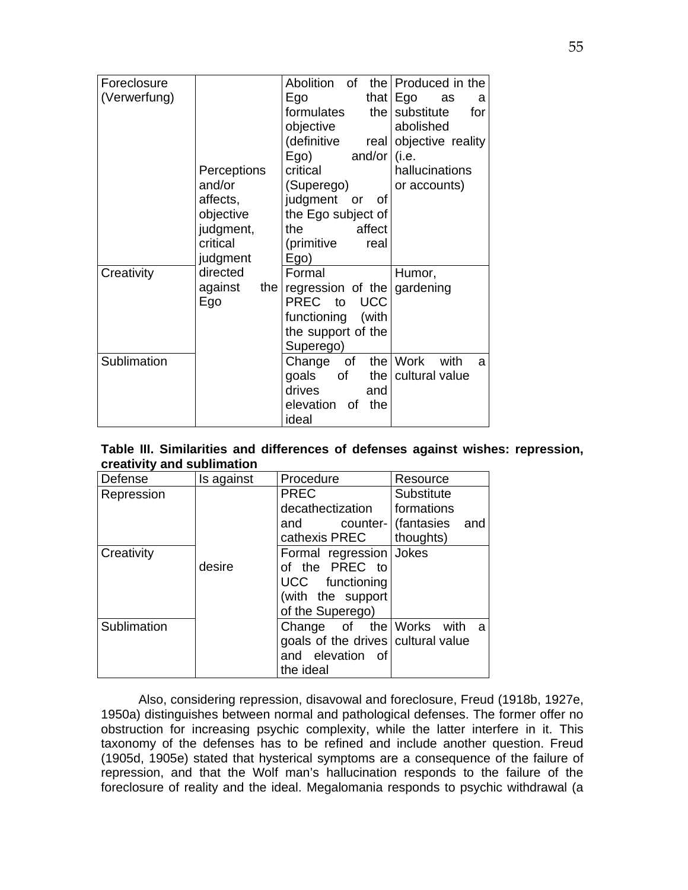| Foreclosure (Verwerfung) | Perceptions and/or affects, objective judgment, critical judgment directed against the Ego | Abolition of the Ego that formulates the objective (definitive real Ego) and/or critical (Superego) judgment or of the Ego subject of the affect (primitive real Ego) | Produced in the Ego as a substitute for abolished objective reality (i.e. hallucinations or accounts) |
|---|---|---|---|
| Creativity | | Formal regression of the PREC to UCC functioning (with the support of the Superego) | Humor, gardening |
| Sublimation | | Change of the goals of the drives and elevation of the ideal | Work with a cultural value |

**Table III. Similarities and differences of defenses against wishes: repression, creativity and sublimation**

| Defense | Is against | Procedure | Resource |
|---|---|---|---|
| Repression | desire | PREC decathectization and counter-cathexis PREC | Substitute formations (fantasies and thoughts) |
| Creativity | | Formal regression of the PREC to UCC functioning (with the support of the Superego) | Jokes |
| Sublimation | | Change of the goals of the drives and elevation of the ideal | Works with a cultural value |

Also, considering repression, disavowal and foreclosure, Freud (1918b, 1927e, 1950a) distinguishes between normal and pathological defenses. The former offer no obstruction for increasing psychic complexity, while the latter interfere in it. This taxonomy of the defenses has to be refined and include another question. Freud (1905d, 1905e) stated that hysterical symptoms are a consequence of the failure of repression, and that the Wolf man's hallucination responds to the failure of the foreclosure of reality and the ideal. Megalomania responds to psychic withdrawal (a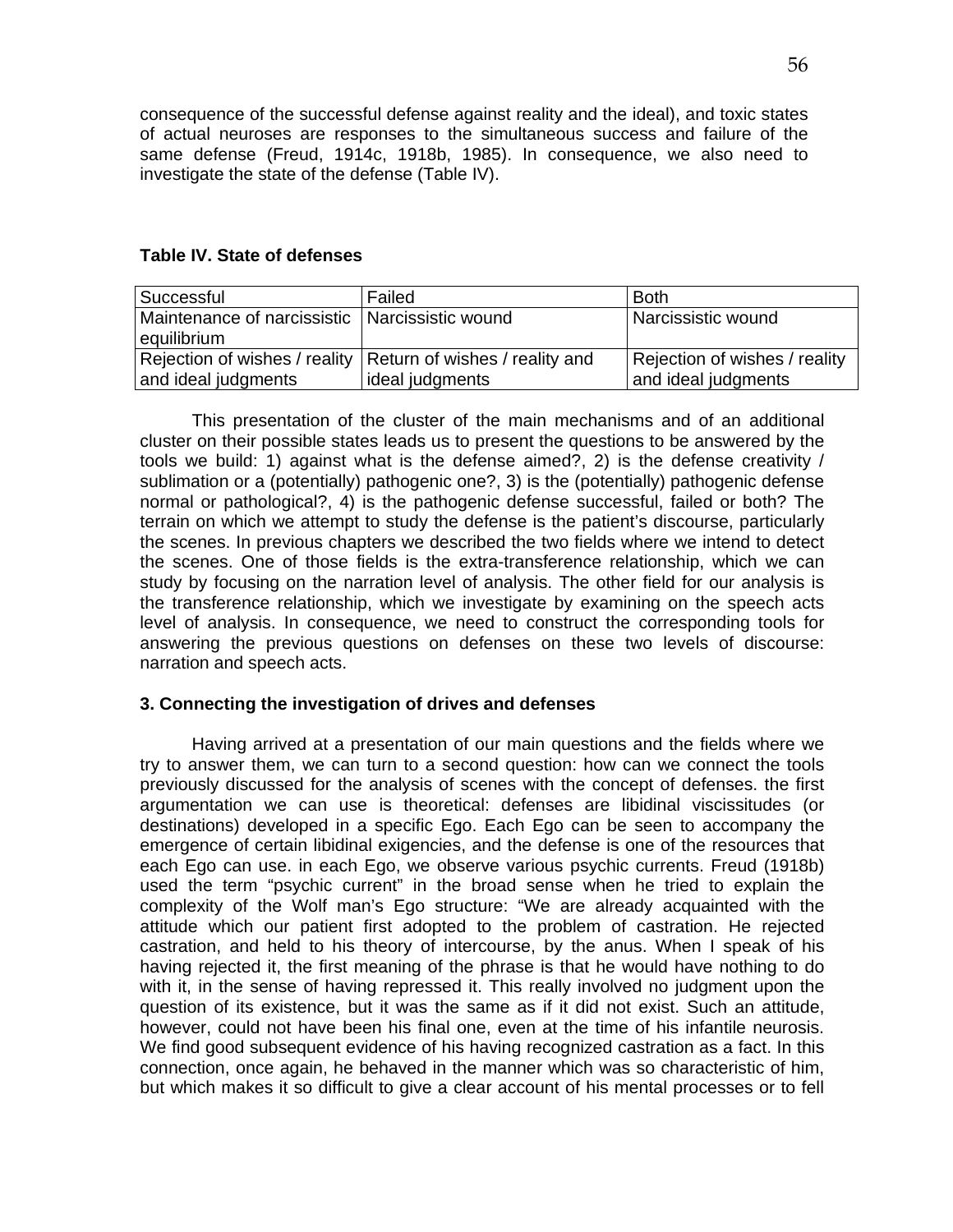consequence of the successful defense against reality and the ideal), and toxic states of actual neuroses are responses to the simultaneous success and failure of the same defense (Freud, 1914c, 1918b, 1985). In consequence, we also need to investigate the state of the defense (Table IV).

**Table IV. State of defenses**

| Successful | Failed | Both |
|---|---|---|
| Maintenance of narcissistic equilibrium | Narcissistic wound | Narcissistic wound |
| Rejection of wishes / reality and ideal judgments | Return of wishes / reality and ideal judgments | Rejection of wishes / reality and ideal judgments |

This presentation of the cluster of the main mechanisms and of an additional cluster on their possible states leads us to present the questions to be answered by the tools we build: 1) against what is the defense aimed?, 2) is the defense creativity / sublimation or a (potentially) pathogenic one?, 3) is the (potentially) pathogenic defense normal or pathological?, 4) is the pathogenic defense successful, failed or both? The terrain on which we attempt to study the defense is the patient's discourse, particularly the scenes. In previous chapters we described the two fields where we intend to detect the scenes. One of those fields is the extra-transference relationship, which we can study by focusing on the narration level of analysis. The other field for our analysis is the transference relationship, which we investigate by examining on the speech acts level of analysis. In consequence, we need to construct the corresponding tools for answering the previous questions on defenses on these two levels of discourse: narration and speech acts.

### 3. Connecting the investigation of drives and defenses

Having arrived at a presentation of our main questions and the fields where we try to answer them, we can turn to a second question: how can we connect the tools previously discussed for the analysis of scenes with the concept of defenses. the first argumentation we can use is theoretical: defenses are libidinal viscissitudes (or destinations) developed in a specific Ego. Each Ego can be seen to accompany the emergence of certain libidinal exigencies, and the defense is one of the resources that each Ego can use. in each Ego, we observe various psychic currents. Freud (1918b) used the term "psychic current" in the broad sense when he tried to explain the complexity of the Wolf man's Ego structure: "We are already acquainted with the attitude which our patient first adopted to the problem of castration. He rejected castration, and held to his theory of intercourse, by the anus. When I speak of his having rejected it, the first meaning of the phrase is that he would have nothing to do with it, in the sense of having repressed it. This really involved no judgment upon the question of its existence, but it was the same as if it did not exist. Such an attitude, however, could not have been his final one, even at the time of his infantile neurosis. We find good subsequent evidence of his having recognized castration as a fact. In this connection, once again, he behaved in the manner which was so characteristic of him, but which makes it so difficult to give a clear account of his mental processes or to fell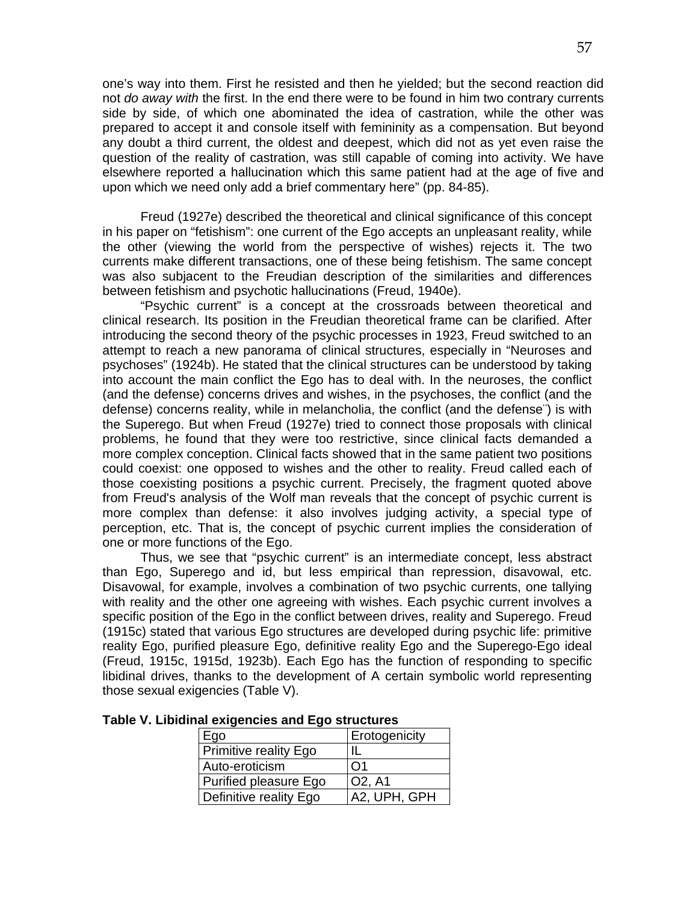one's way into them. First he resisted and then he yielded; but the second reaction did not *do away with* the first. In the end there were to be found in him two contrary currents side by side, of which one abominated the idea of castration, while the other was prepared to accept it and console itself with femininity as a compensation. But beyond any doubt a third current, the oldest and deepest, which did not as yet even raise the question of the reality of castration, was still capable of coming into activity. We have elsewhere reported a hallucination which this same patient had at the age of five and upon which we need only add a brief commentary here" (pp. 84-85).

Freud (1927e) described the theoretical and clinical significance of this concept in his paper on "fetishism": one current of the Ego accepts an unpleasant reality, while the other (viewing the world from the perspective of wishes) rejects it. The two currents make different transactions, one of these being fetishism. The same concept was also subjacent to the Freudian description of the similarities and differences between fetishism and psychotic hallucinations (Freud, 1940e).

"Psychic current" is a concept at the crossroads between theoretical and clinical research. Its position in the Freudian theoretical frame can be clarified. After introducing the second theory of the psychic processes in 1923, Freud switched to an attempt to reach a new panorama of clinical structures, especially in "Neuroses and psychoses" (1924b). He stated that the clinical structures can be understood by taking into account the main conflict the Ego has to deal with. In the neuroses, the conflict (and the defense) concerns drives and wishes, in the psychoses, the conflict (and the defense) concerns reality, while in melancholia, the conflict (and the defense¨) is with the Superego. But when Freud (1927e) tried to connect those proposals with clinical problems, he found that they were too restrictive, since clinical facts demanded a more complex conception. Clinical facts showed that in the same patient two positions could coexist: one opposed to wishes and the other to reality. Freud called each of those coexisting positions a psychic current. Precisely, the fragment quoted above from Freud's analysis of the Wolf man reveals that the concept of psychic current is more complex than defense: it also involves judging activity, a special type of perception, etc. That is, the concept of psychic current implies the consideration of one or more functions of the Ego.

Thus, we see that "psychic current" is an intermediate concept, less abstract than Ego, Superego and id, but less empirical than repression, disavowal, etc. Disavowal, for example, involves a combination of two psychic currents, one tallying with reality and the other one agreeing with wishes. Each psychic current involves a specific position of the Ego in the conflict between drives, reality and Superego. Freud (1915c) stated that various Ego structures are developed during psychic life: primitive reality Ego, purified pleasure Ego, definitive reality Ego and the Superego-Ego ideal (Freud, 1915c, 1915d, 1923b). Each Ego has the function of responding to specific libidinal drives, thanks to the development of A certain symbolic world representing those sexual exigencies (Table V).

**Table V. Libidinal exigencies and Ego structures**

| Ego | Erotogenicity |
|---|---|
| Primitive reality Ego | IL |
| Auto-eroticism | O1 |
| Purified pleasure Ego | O2, A1 |
| Definitive reality Ego | A2, UPH, GPH |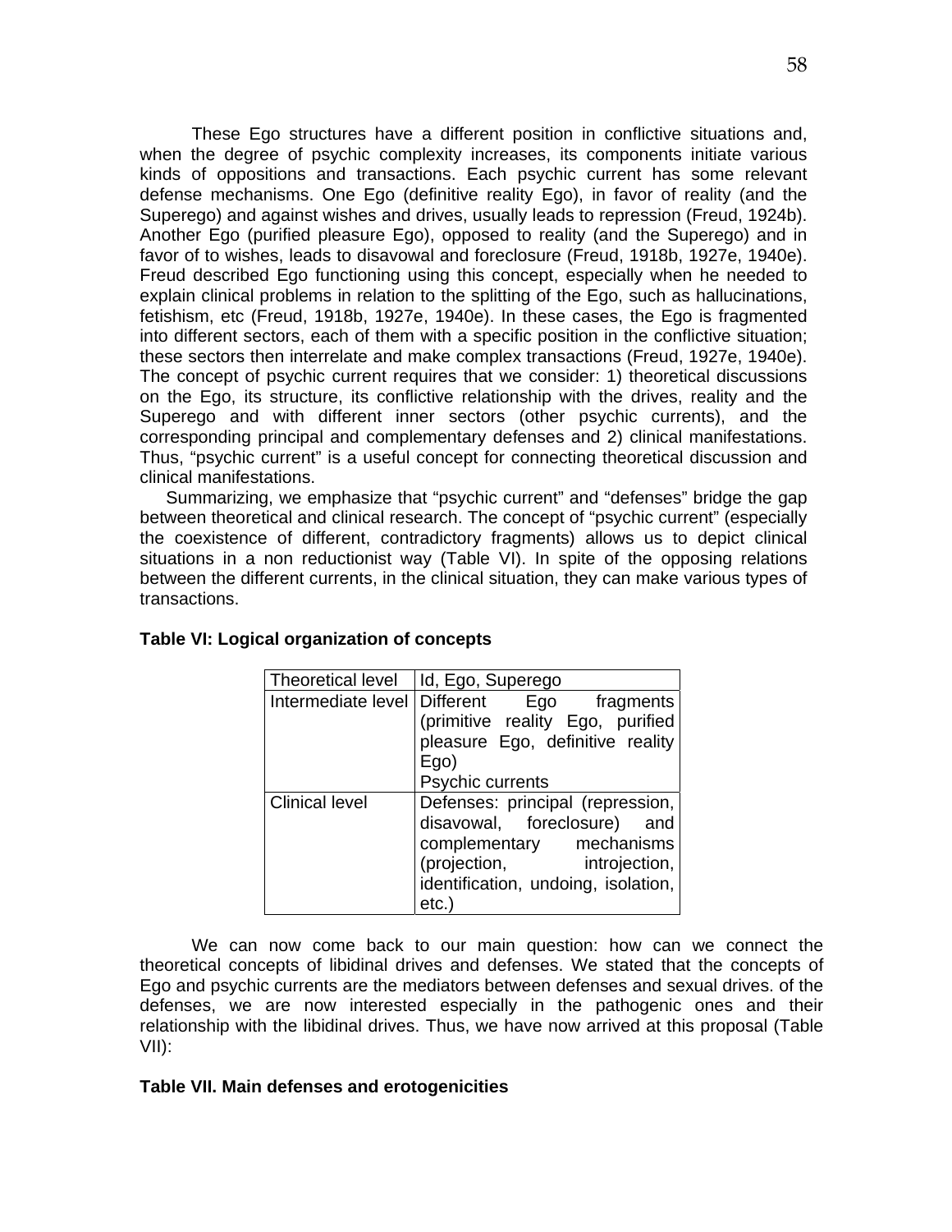These Ego structures have a different position in conflictive situations and, when the degree of psychic complexity increases, its components initiate various kinds of oppositions and transactions. Each psychic current has some relevant defense mechanisms. One Ego (definitive reality Ego), in favor of reality (and the Superego) and against wishes and drives, usually leads to repression (Freud, 1924b). Another Ego (purified pleasure Ego), opposed to reality (and the Superego) and in favor of to wishes, leads to disavowal and foreclosure (Freud, 1918b, 1927e, 1940e). Freud described Ego functioning using this concept, especially when he needed to explain clinical problems in relation to the splitting of the Ego, such as hallucinations, fetishism, etc (Freud, 1918b, 1927e, 1940e). In these cases, the Ego is fragmented into different sectors, each of them with a specific position in the conflictive situation; these sectors then interrelate and make complex transactions (Freud, 1927e, 1940e). The concept of psychic current requires that we consider: 1) theoretical discussions on the Ego, its structure, its conflictive relationship with the drives, reality and the Superego and with different inner sectors (other psychic currents), and the corresponding principal and complementary defenses and 2) clinical manifestations. Thus, "psychic current" is a useful concept for connecting theoretical discussion and clinical manifestations.

Summarizing, we emphasize that "psychic current" and "defenses" bridge the gap between theoretical and clinical research. The concept of "psychic current" (especially the coexistence of different, contradictory fragments) allows us to depict clinical situations in a non reductionist way (Table VI). In spite of the opposing relations between the different currents, in the clinical situation, they can make various types of transactions.

**Table VI: Logical organization of concepts**

| Theoretical level | Id, Ego, Superego |
|---|---|
| Intermediate level | Different Ego fragments (primitive reality Ego, purified pleasure Ego, definitive reality Ego)<br>Psychic currents |
| Clinical level | Defenses: principal (repression, disavowal, foreclosure) and complementary mechanisms (projection, introjection, identification, undoing, isolation, etc.) |

We can now come back to our main question: how can we connect the theoretical concepts of libidinal drives and defenses. We stated that the concepts of Ego and psychic currents are the mediators between defenses and sexual drives. of the defenses, we are now interested especially in the pathogenic ones and their relationship with the libidinal drives. Thus, we have now arrived at this proposal (Table VII):

**Table VII. Main defenses and erotogenicities**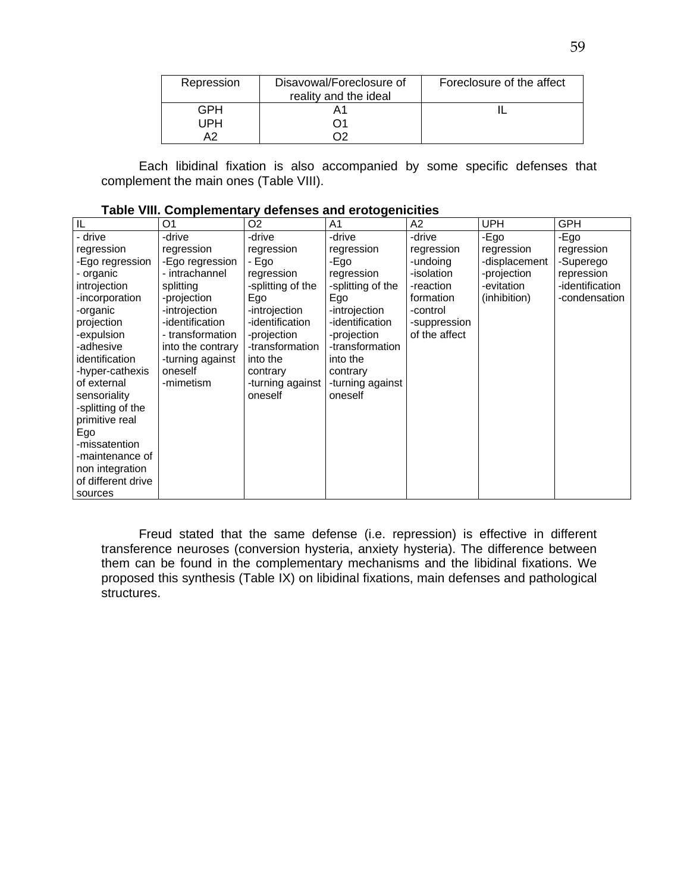| Repression | Disavowal/Foreclosure of reality and the ideal | Foreclosure of the affect |
|---|---|---|
| GPH<br>UPH<br>A2 | A1<br>O1<br>O2 | IL |

Each libidinal fixation is also accompanied by some specific defenses that complement the main ones (Table VIII).

**Table VIII. Complementary defenses and erotogenicities**

| IL | O1 | O2 | A1 | A2 | UPH | GPH |
|---|---|---|---|---|---|---|
| - drive regression<br>-Ego regression<br>- organic introjection<br>-incorporation<br>-organic projection<br>-expulsion<br>-adhesive identification<br>-hyper-cathexis of external sensoriality<br>-splitting of the primitive real Ego<br>-missatention<br>-maintenance of non integration of different drive sources | -drive regression<br>-Ego regression<br>- intrachannel splitting<br>-projection<br>-introjection<br>-identification<br>- transformation into the contrary<br>-turning against oneself<br>-mimetism | -drive regression<br>- Ego regression<br>-splitting of the Ego<br>-introjection<br>-identification<br>-projection<br>-transformation into the contrary<br>-turning against oneself | -drive regression<br>-Ego regression<br>-splitting of the Ego<br>-introjection<br>-identification<br>-projection<br>-transformation into the contrary<br>-turning against oneself | -drive regression<br>-undoing<br>-isolation<br>-reaction formation<br>-control<br>-suppression of the affect | -Ego regression<br>-displacement<br>-projection<br>-evitation<br>(inhibition) | -Ego regression<br>-Superego repression<br>-identification<br>-condensation |

Freud stated that the same defense (i.e. repression) is effective in different transference neuroses (conversion hysteria, anxiety hysteria). The difference between them can be found in the complementary mechanisms and the libidinal fixations. We proposed this synthesis (Table IX) on libidinal fixations, main defenses and pathological structures.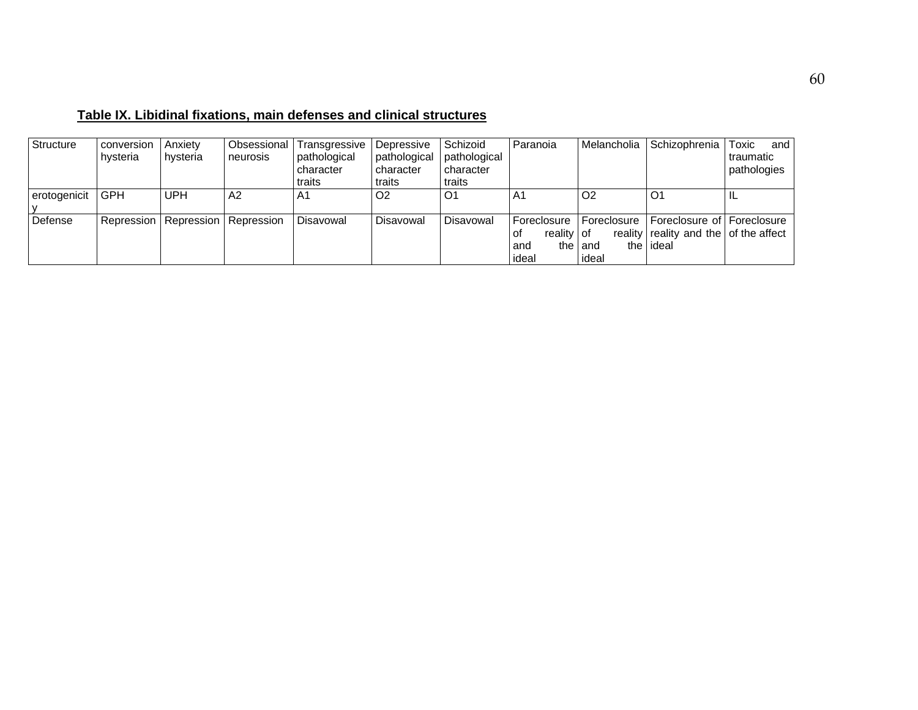**Table IX. Libidinal fixations, main defenses and clinical structures**

| Structure | conversion hysteria | Anxiety hysteria | Obsessional neurosis | Transgressive pathological character traits | Depressive pathological character traits | Schizoid pathological character traits | Paranoia | Melancholia | Schizophrenia | Toxic and traumatic pathologies |
|---|---|---|---|---|---|---|---|---|---|---|
| erotogenicity | GPH | UPH | A2 | A1 | O2 | O1 | A1 | O2 | O1 | IL |
| Defense | Repression | Repression | Repression | Disavowal | Disavowal | Disavowal | Foreclosure of reality and the ideal | Foreclosure of reality and the ideal | Foreclosure of reality and the ideal | Foreclosure of the affect |